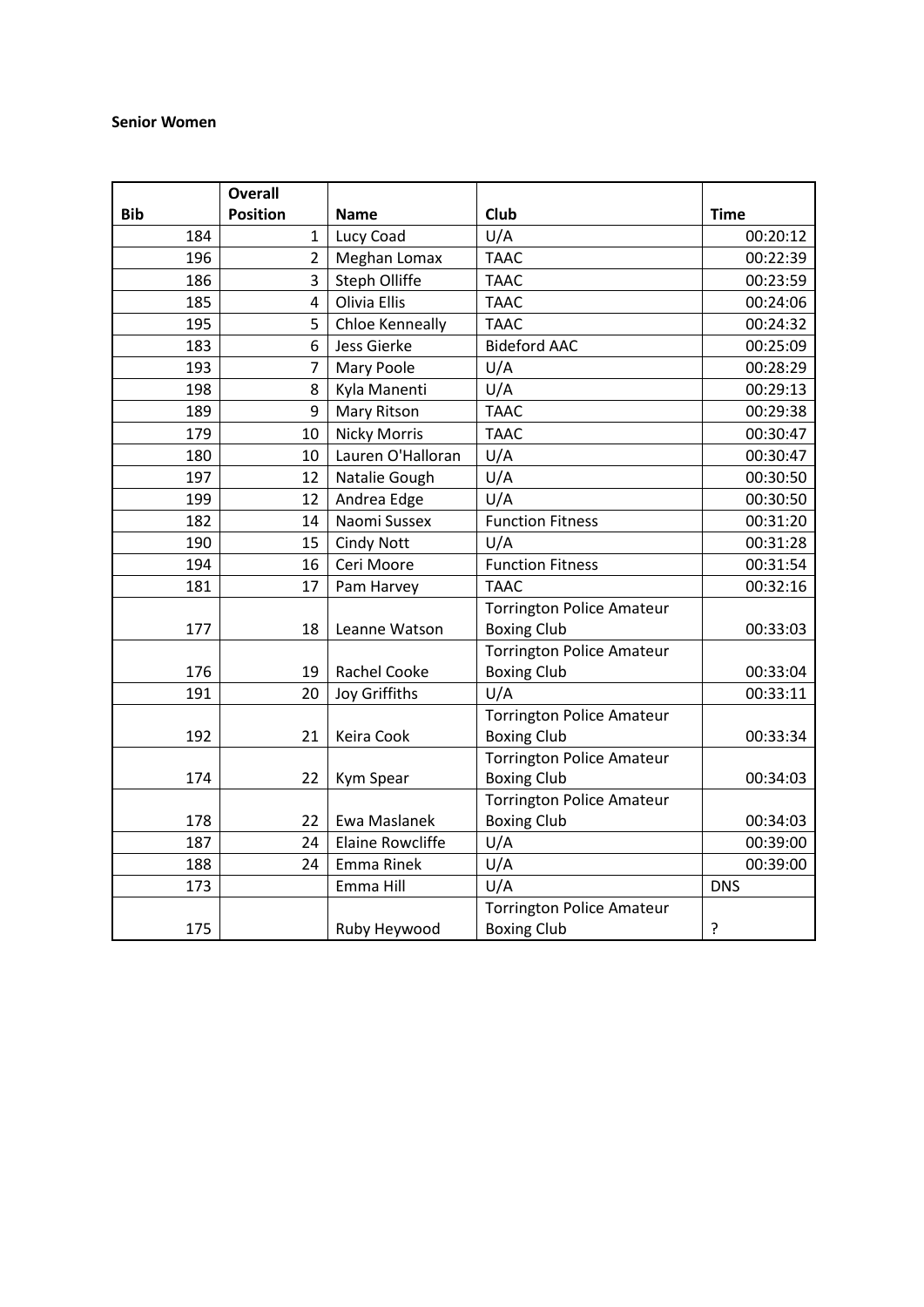**Senior Women**

| Bib | Overall Position | Name | Club | Time |
|---|---|---|---|---|
| 184 | 1 | Lucy Coad | U/A | 00:20:12 |
| 196 | 2 | Meghan Lomax | TAAC | 00:22:39 |
| 186 | 3 | Steph Olliffe | TAAC | 00:23:59 |
| 185 | 4 | Olivia Ellis | TAAC | 00:24:06 |
| 195 | 5 | Chloe Kenneally | TAAC | 00:24:32 |
| 183 | 6 | Jess Gierke | Bideford AAC | 00:25:09 |
| 193 | 7 | Mary Poole | U/A | 00:28:29 |
| 198 | 8 | Kyla Manenti | U/A | 00:29:13 |
| 189 | 9 | Mary Ritson | TAAC | 00:29:38 |
| 179 | 10 | Nicky Morris | TAAC | 00:30:47 |
| 180 | 10 | Lauren O'Halloran | U/A | 00:30:47 |
| 197 | 12 | Natalie Gough | U/A | 00:30:50 |
| 199 | 12 | Andrea Edge | U/A | 00:30:50 |
| 182 | 14 | Naomi Sussex | Function Fitness | 00:31:20 |
| 190 | 15 | Cindy Nott | U/A | 00:31:28 |
| 194 | 16 | Ceri Moore | Function Fitness | 00:31:54 |
| 181 | 17 | Pam Harvey | TAAC | 00:32:16 |
| 177 | 18 | Leanne Watson | Torrington Police Amateur Boxing Club | 00:33:03 |
| 176 | 19 | Rachel Cooke | Torrington Police Amateur Boxing Club | 00:33:04 |
| 191 | 20 | Joy Griffiths | U/A | 00:33:11 |
| 192 | 21 | Keira Cook | Torrington Police Amateur Boxing Club | 00:33:34 |
| 174 | 22 | Kym Spear | Torrington Police Amateur Boxing Club | 00:34:03 |
| 178 | 22 | Ewa Maslanek | Torrington Police Amateur Boxing Club | 00:34:03 |
| 187 | 24 | Elaine Rowcliffe | U/A | 00:39:00 |
| 188 | 24 | Emma Rinek | U/A | 00:39:00 |
| 173 | | Emma Hill | U/A | DNS |
| 175 | | Ruby Heywood | Torrington Police Amateur Boxing Club | ? |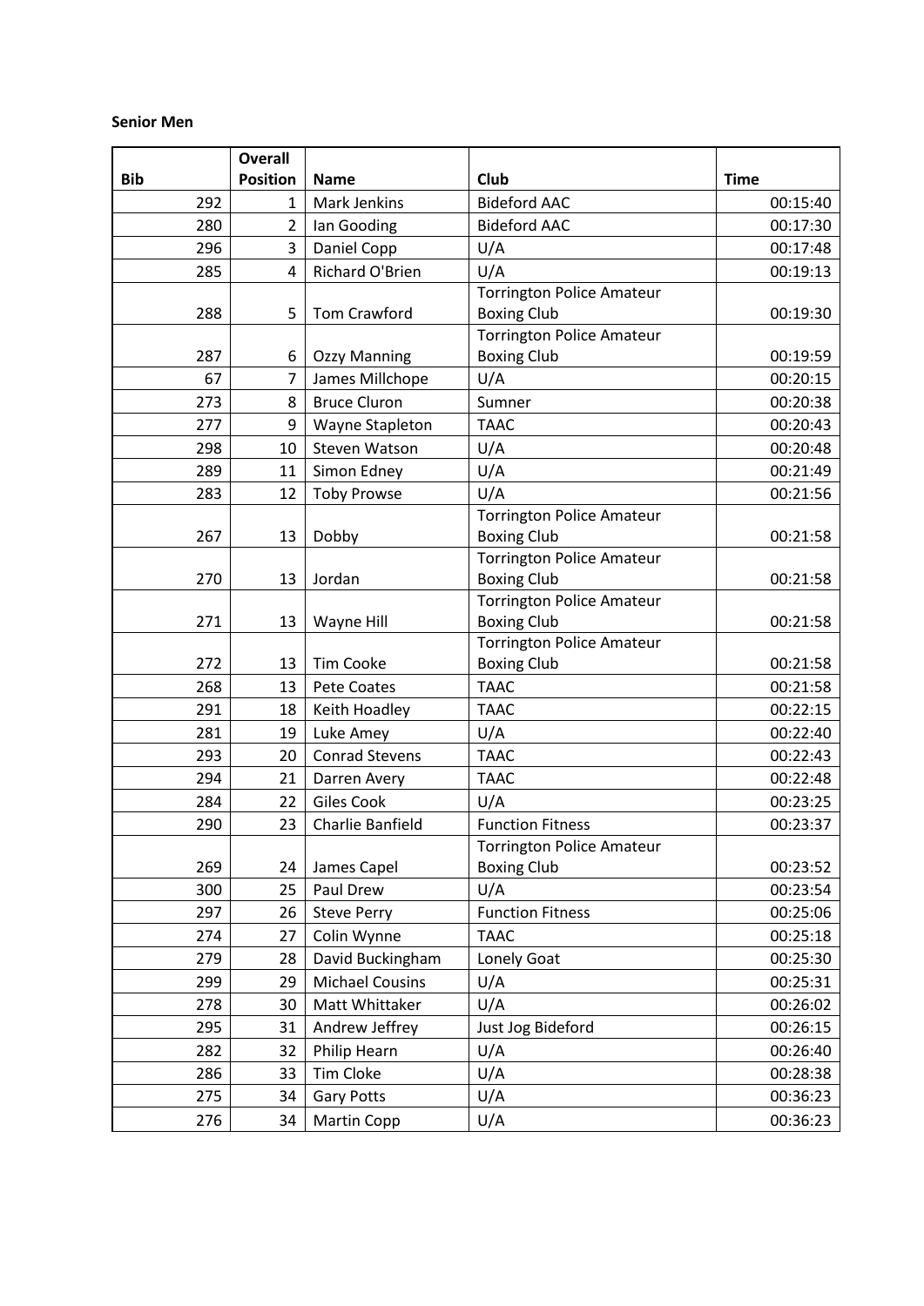**Senior Men**

| Bib | Overall Position | Name | Club | Time |
|---|---|---|---|---|
| 292 | 1 | Mark Jenkins | Bideford AAC | 00:15:40 |
| 280 | 2 | Ian Gooding | Bideford AAC | 00:17:30 |
| 296 | 3 | Daniel Copp | U/A | 00:17:48 |
| 285 | 4 | Richard O'Brien | U/A | 00:19:13 |
| 288 | 5 | Tom Crawford | Torrington Police Amateur Boxing Club | 00:19:30 |
| 287 | 6 | Ozzy Manning | Torrington Police Amateur Boxing Club | 00:19:59 |
| 67 | 7 | James Millchope | U/A | 00:20:15 |
| 273 | 8 | Bruce Cluron | Sumner | 00:20:38 |
| 277 | 9 | Wayne Stapleton | TAAC | 00:20:43 |
| 298 | 10 | Steven Watson | U/A | 00:20:48 |
| 289 | 11 | Simon Edney | U/A | 00:21:49 |
| 283 | 12 | Toby Prowse | U/A | 00:21:56 |
| 267 | 13 | Dobby | Torrington Police Amateur Boxing Club | 00:21:58 |
| 270 | 13 | Jordan | Torrington Police Amateur Boxing Club | 00:21:58 |
| 271 | 13 | Wayne Hill | Torrington Police Amateur Boxing Club | 00:21:58 |
| 272 | 13 | Tim Cooke | Torrington Police Amateur Boxing Club | 00:21:58 |
| 268 | 13 | Pete Coates | TAAC | 00:21:58 |
| 291 | 18 | Keith Hoadley | TAAC | 00:22:15 |
| 281 | 19 | Luke Amey | U/A | 00:22:40 |
| 293 | 20 | Conrad Stevens | TAAC | 00:22:43 |
| 294 | 21 | Darren Avery | TAAC | 00:22:48 |
| 284 | 22 | Giles Cook | U/A | 00:23:25 |
| 290 | 23 | Charlie Banfield | Function Fitness | 00:23:37 |
| 269 | 24 | James Capel | Torrington Police Amateur Boxing Club | 00:23:52 |
| 300 | 25 | Paul Drew | U/A | 00:23:54 |
| 297 | 26 | Steve Perry | Function Fitness | 00:25:06 |
| 274 | 27 | Colin Wynne | TAAC | 00:25:18 |
| 279 | 28 | David Buckingham | Lonely Goat | 00:25:30 |
| 299 | 29 | Michael Cousins | U/A | 00:25:31 |
| 278 | 30 | Matt Whittaker | U/A | 00:26:02 |
| 295 | 31 | Andrew Jeffrey | Just Jog Bideford | 00:26:15 |
| 282 | 32 | Philip Hearn | U/A | 00:26:40 |
| 286 | 33 | Tim Cloke | U/A | 00:28:38 |
| 275 | 34 | Gary Potts | U/A | 00:36:23 |
| 276 | 34 | Martin Copp | U/A | 00:36:23 |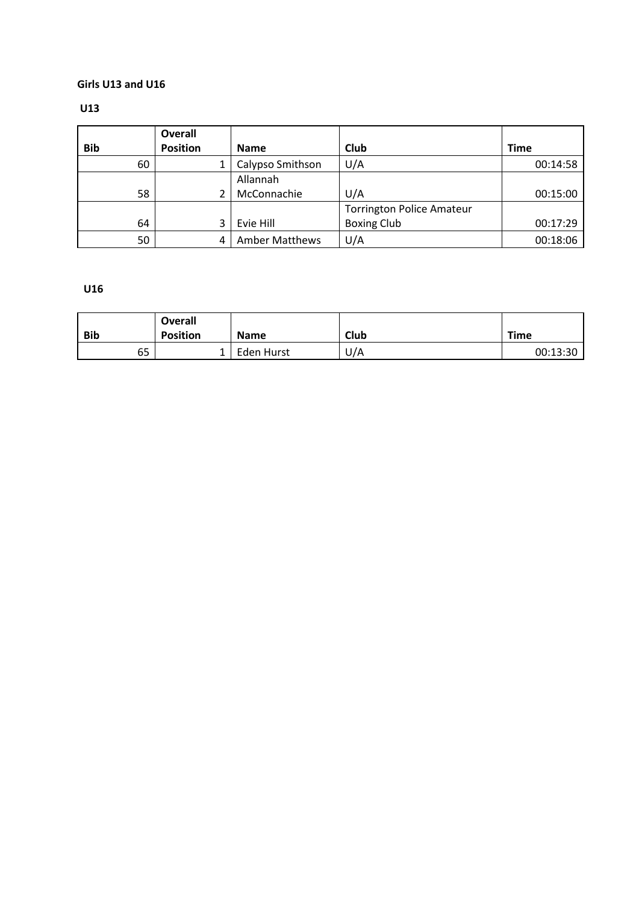**Girls U13 and U16**

**U13**

| Bib | Overall Position | Name | Club | Time |
|---|---|---|---|---|
| 60 | 1 | Calypso Smithson | U/A | 00:14:58 |
| 58 | 2 | Allannah McConnachie | U/A | 00:15:00 |
| 64 | 3 | Evie Hill | Torrington Police Amateur Boxing Club | 00:17:29 |
| 50 | 4 | Amber Matthews | U/A | 00:18:06 |

**U16**

| Bib | Overall Position | Name | Club | Time |
|---|---|---|---|---|
| 65 | 1 | Eden Hurst | U/A | 00:13:30 |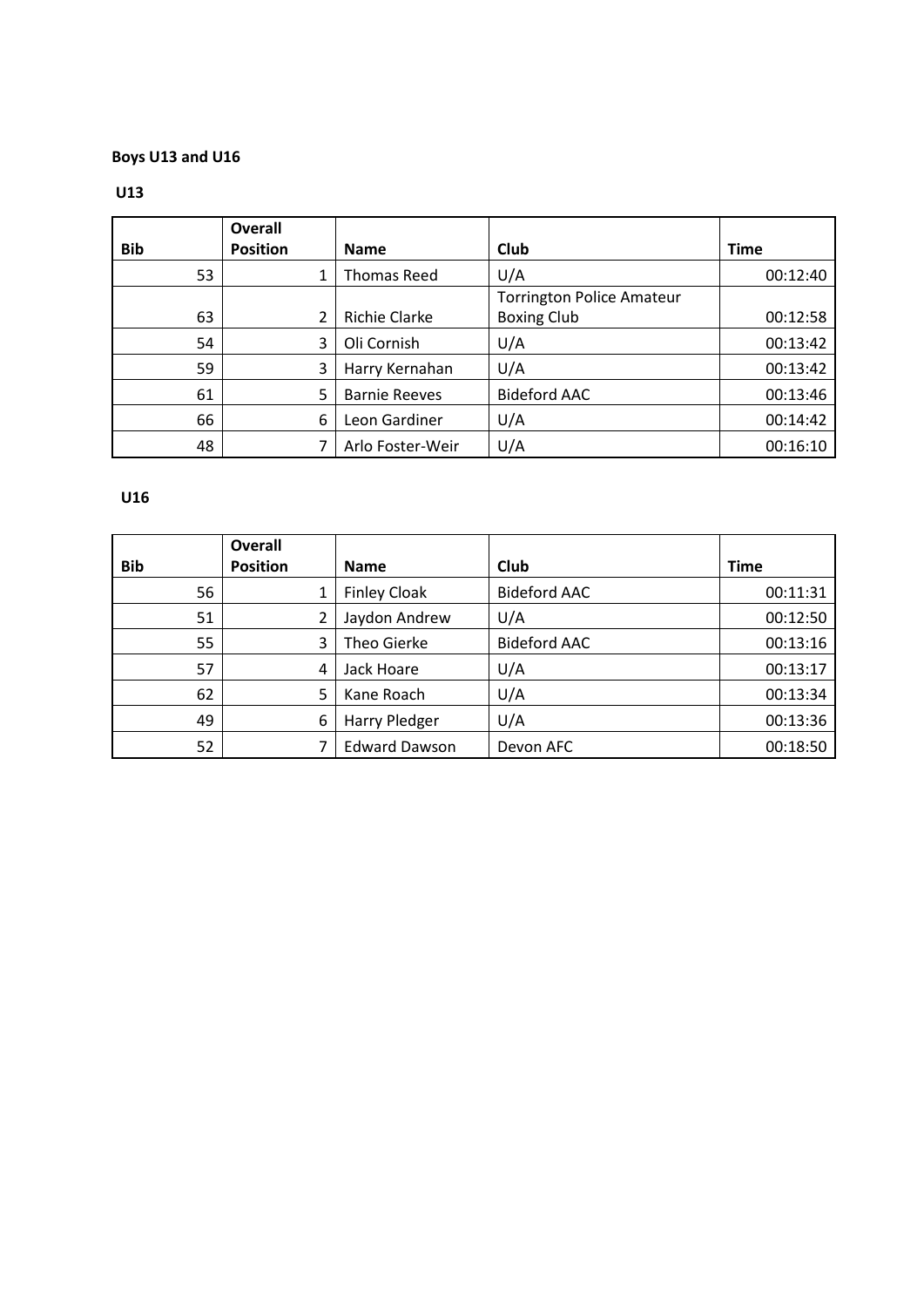**Boys U13 and U16**

**U13**

| Bib | Overall Position | Name | Club | Time |
|---|---|---|---|---|
| 53 | 1 | Thomas Reed | U/A | 00:12:40 |
| 63 | 2 | Richie Clarke | Torrington Police Amateur Boxing Club | 00:12:58 |
| 54 | 3 | Oli Cornish | U/A | 00:13:42 |
| 59 | 3 | Harry Kernahan | U/A | 00:13:42 |
| 61 | 5 | Barnie Reeves | Bideford AAC | 00:13:46 |
| 66 | 6 | Leon Gardiner | U/A | 00:14:42 |
| 48 | 7 | Arlo Foster-Weir | U/A | 00:16:10 |

**U16**

| Bib | Overall Position | Name | Club | Time |
|---|---|---|---|---|
| 56 | 1 | Finley Cloak | Bideford AAC | 00:11:31 |
| 51 | 2 | Jaydon Andrew | U/A | 00:12:50 |
| 55 | 3 | Theo Gierke | Bideford AAC | 00:13:16 |
| 57 | 4 | Jack Hoare | U/A | 00:13:17 |
| 62 | 5 | Kane Roach | U/A | 00:13:34 |
| 49 | 6 | Harry Pledger | U/A | 00:13:36 |
| 52 | 7 | Edward Dawson | Devon AFC | 00:18:50 |